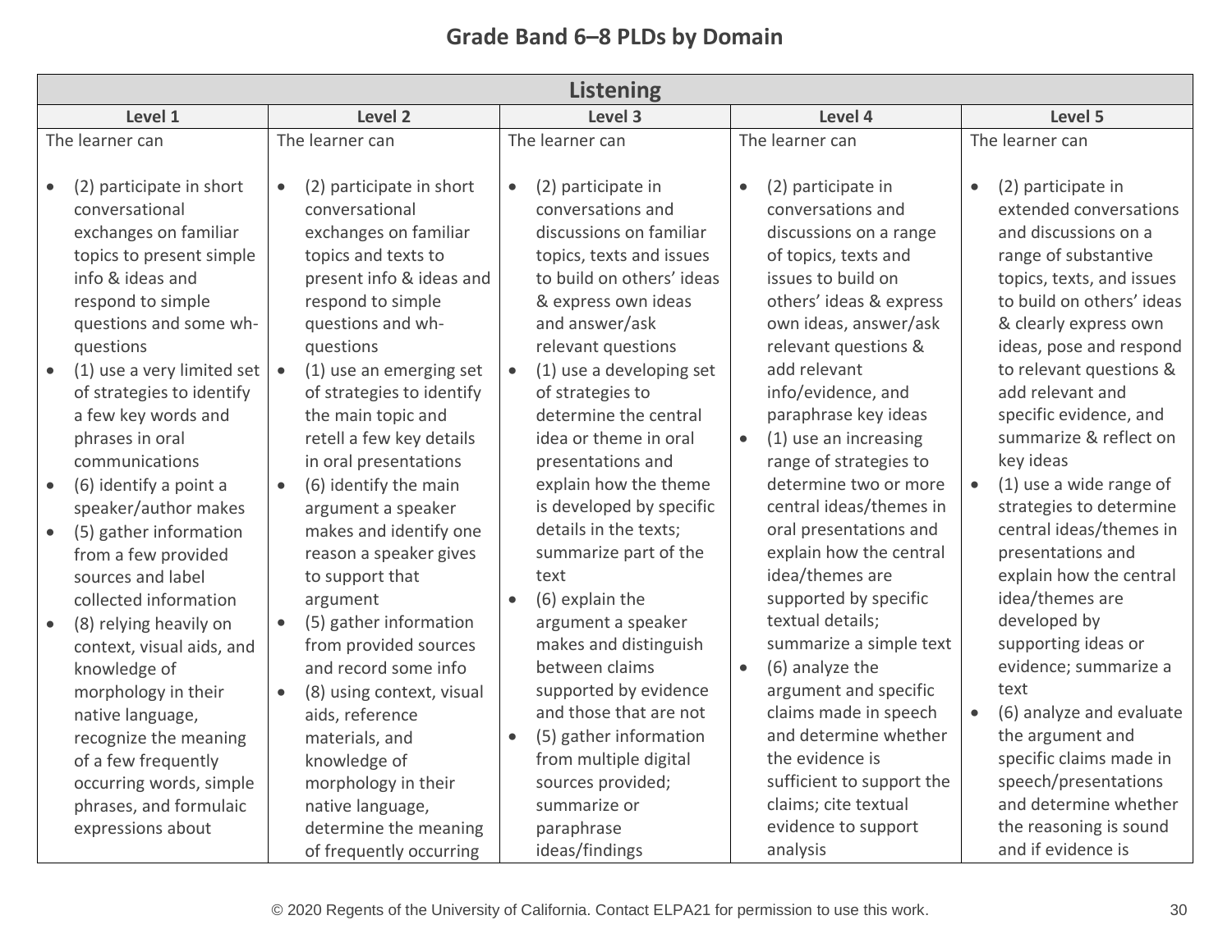## Grade Band 6–8 PLDs by Domain

| Listening | | | | |
|---|---|---|---|---|
| **Level 1** | **Level 2** | **Level 3** | **Level 4** | **Level 5** |
| The learner can<br><br>• (2) participate in short conversational exchanges on familiar topics to present simple info & ideas and respond to simple questions and some wh-questions<br>• (1) use a very limited set of strategies to identify a few key words and phrases in oral communications<br>• (6) identify a point a speaker/author makes<br>• (5) gather information from a few provided sources and label collected information<br>• (8) relying heavily on context, visual aids, and knowledge of morphology in their native language, recognize the meaning of a few frequently occurring words, simple phrases, and formulaic expressions about | The learner can<br><br>• (2) participate in short conversational exchanges on familiar topics and texts to present info & ideas and respond to simple questions and wh-questions<br>• (1) use an emerging set of strategies to identify the main topic and retell a few key details in oral presentations<br>• (6) identify the main argument a speaker makes and identify one reason a speaker gives to support that argument<br>• (5) gather information from provided sources and record some info<br>• (8) using context, visual aids, reference materials, and knowledge of morphology in their native language, determine the meaning of frequently occurring | The learner can<br><br>• (2) participate in conversations and discussions on familiar topics, texts and issues to build on others' ideas & express own ideas and answer/ask relevant questions<br>• (1) use a developing set of strategies to determine the central idea or theme in oral presentations and explain how the theme is developed by specific details in the texts; summarize part of the text<br>• (6) explain the argument a speaker makes and distinguish between claims supported by evidence and those that are not<br>• (5) gather information from multiple digital sources provided; summarize or paraphrase ideas/findings | The learner can<br><br>• (2) participate in conversations and discussions on a range of topics, texts and issues to build on others' ideas & express own ideas, answer/ask relevant questions & add relevant info/evidence, and paraphrase key ideas<br>• (1) use an increasing range of strategies to determine two or more central ideas/themes in oral presentations and explain how the central idea/themes are supported by specific textual details; summarize a simple text<br>• (6) analyze the argument and specific claims made in speech and determine whether the evidence is sufficient to support the claims; cite textual evidence to support analysis | The learner can<br><br>• (2) participate in extended conversations and discussions on a range of substantive topics, texts, and issues to build on others' ideas & clearly express own ideas, pose and respond to relevant questions & add relevant and specific evidence, and summarize & reflect on key ideas<br>• (1) use a wide range of strategies to determine central ideas/themes in presentations and explain how the central idea/themes are developed by supporting ideas or evidence; summarize a text<br>• (6) analyze and evaluate the argument and specific claims made in speech/presentations and determine whether the reasoning is sound and if evidence is |

© 2020 Regents of the University of California. Contact ELPA21 for permission to use this work.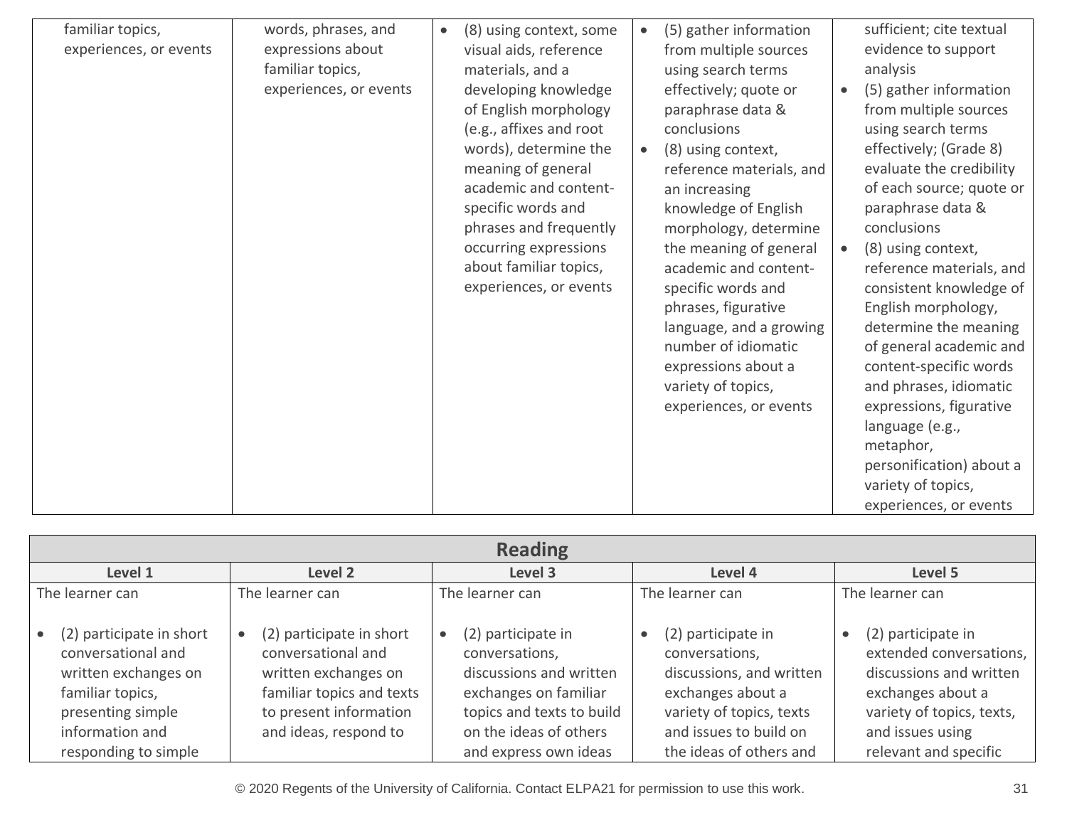| | | | | |
|---|---|---|---|---|
| familiar topics, experiences, or events | words, phrases, and expressions about familiar topics, experiences, or events | • (8) using context, some visual aids, reference materials, and a developing knowledge of English morphology (e.g., affixes and root words), determine the meaning of general academic and content-specific words and phrases and frequently occurring expressions about familiar topics, experiences, or events | • (5) gather information from multiple sources using search terms effectively; quote or paraphrase data & conclusions<br>• (8) using context, reference materials, and an increasing knowledge of English morphology, determine the meaning of general academic and content-specific words and phrases, figurative language, and a growing number of idiomatic expressions about a variety of topics, experiences, or events | sufficient; cite textual evidence to support analysis<br>• (5) gather information from multiple sources using search terms effectively; (Grade 8) evaluate the credibility of each source; quote or paraphrase data & conclusions<br>• (8) using context, reference materials, and consistent knowledge of English morphology, determine the meaning of general academic and content-specific words and phrases, idiomatic expressions, figurative language (e.g., metaphor, personification) about a variety of topics, experiences, or events |

| Reading | | | | |
|---|---|---|---|---|
| **Level 1** | **Level 2** | **Level 3** | **Level 4** | **Level 5** |
| The learner can<br><br>• (2) participate in short conversational and written exchanges on familiar topics, presenting simple information and responding to simple | The learner can<br><br>• (2) participate in short conversational and written exchanges on familiar topics and texts to present information and ideas, respond to | The learner can<br><br>• (2) participate in conversations, discussions and written exchanges on familiar topics and texts to build on the ideas of others and express own ideas | The learner can<br><br>• (2) participate in conversations, discussions, and written exchanges about a variety of topics, texts and issues to build on the ideas of others and | The learner can<br><br>• (2) participate in extended conversations, discussions and written exchanges about a variety of topics, texts, and issues using relevant and specific |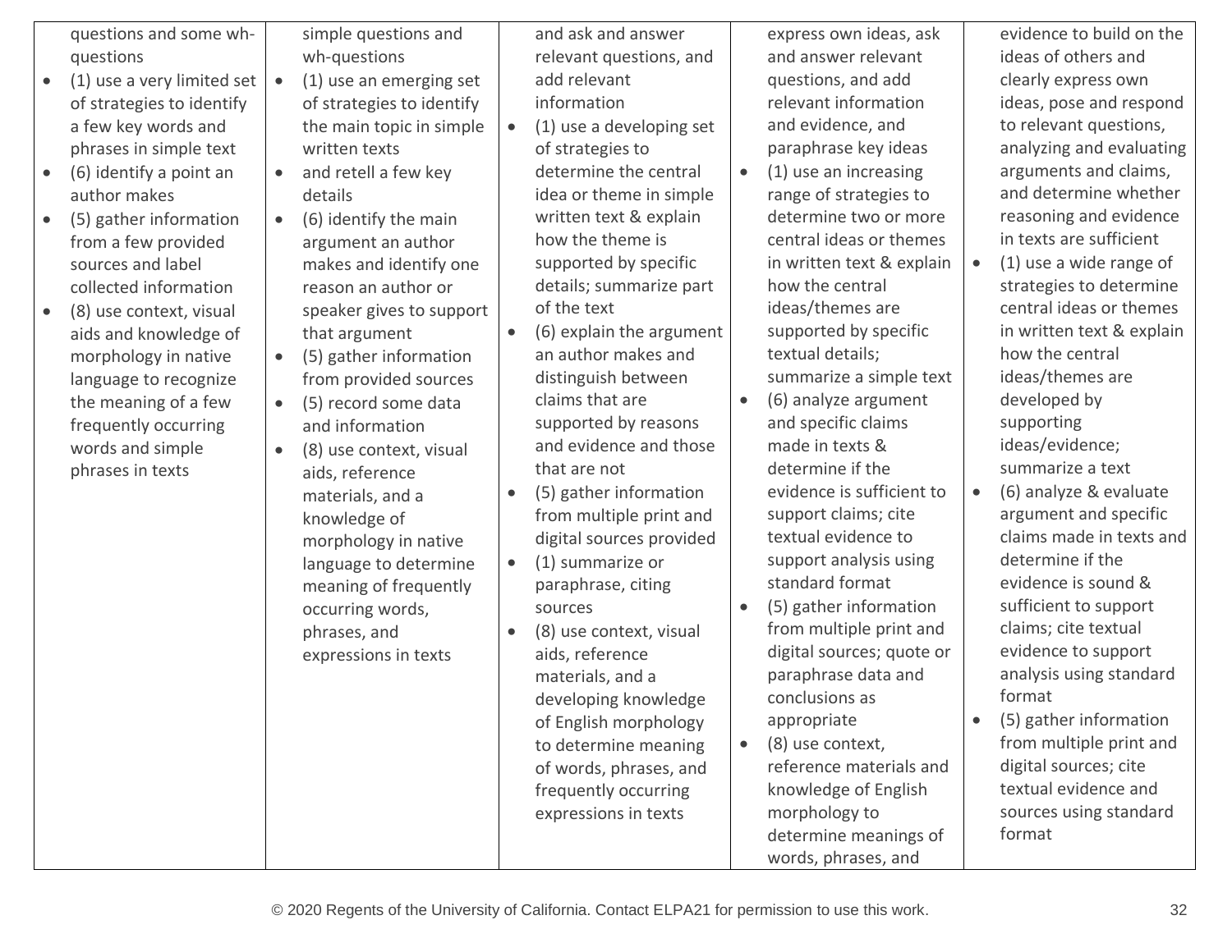| | | | | |
|---|---|---|---|---|
| questions and some wh-questions<br>• (1) use a very limited set of strategies to identify a few key words and phrases in simple text<br>• (6) identify a point an author makes<br>• (5) gather information from a few provided sources and label collected information<br>• (8) use context, visual aids and knowledge of morphology in native language to recognize the meaning of a few frequently occurring words and simple phrases in texts | simple questions and wh-questions<br>• (1) use an emerging set of strategies to identify the main topic in simple written texts<br>• and retell a few key details<br>• (6) identify the main argument an author makes and identify one reason an author or speaker gives to support that argument<br>• (5) gather information from provided sources<br>• (5) record some data and information<br>• (8) use context, visual aids, reference materials, and a knowledge of morphology in native language to determine meaning of frequently occurring words, phrases, and expressions in texts | and ask and answer relevant questions, and add relevant information<br>• (1) use a developing set of strategies to determine the central idea or theme in simple written text & explain how the theme is supported by specific details; summarize part of the text<br>• (6) explain the argument an author makes and distinguish between claims that are supported by reasons and evidence and those that are not<br>• (5) gather information from multiple print and digital sources provided<br>• (1) summarize or paraphrase, citing sources<br>• (8) use context, visual aids, reference materials, and a developing knowledge of English morphology to determine meaning of words, phrases, and frequently occurring expressions in texts | express own ideas, ask and answer relevant questions, and add relevant information and evidence, and paraphrase key ideas<br>• (1) use an increasing range of strategies to determine two or more central ideas or themes in written text & explain how the central ideas/themes are supported by specific textual details; summarize a simple text<br>• (6) analyze argument and specific claims made in texts & determine if the evidence is sufficient to support claims; cite textual evidence to support analysis using standard format<br>• (5) gather information from multiple print and digital sources; quote or paraphrase data and conclusions as appropriate<br>• (8) use context, reference materials and knowledge of English morphology to determine meanings of words, phrases, and | evidence to build on the ideas of others and clearly express own ideas, pose and respond to relevant questions, analyzing and evaluating arguments and claims, and determine whether reasoning and evidence in texts are sufficient<br>• (1) use a wide range of strategies to determine central ideas or themes in written text & explain how the central ideas/themes are developed by supporting ideas/evidence; summarize a text<br>• (6) analyze & evaluate argument and specific claims made in texts and determine if the evidence is sound & sufficient to support claims; cite textual evidence to support analysis using standard format<br>• (5) gather information from multiple print and digital sources; cite textual evidence and sources using standard format |

© 2020 Regents of the University of California. Contact ELPA21 for permission to use this work.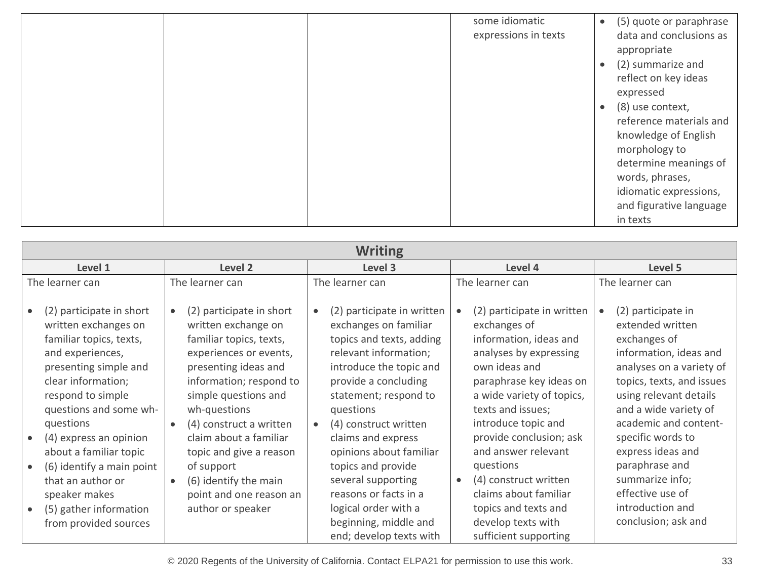| | | | | |
|---|---|---|---|---|
| | | | some idiomatic expressions in texts | • (5) quote or paraphrase data and conclusions as appropriate<br>• (2) summarize and reflect on key ideas expressed<br>• (8) use context, reference materials and knowledge of English morphology to determine meanings of words, phrases, idiomatic expressions, and figurative language in texts |

| Writing | | | | |
|---|---|---|---|---|
| **Level 1** | **Level 2** | **Level 3** | **Level 4** | **Level 5** |
| The learner can<br><br>• (2) participate in short written exchanges on familiar topics, texts, and experiences, presenting simple and clear information; respond to simple questions and some wh-questions<br>• (4) express an opinion about a familiar topic<br>• (6) identify a main point that an author or speaker makes<br>• (5) gather information from provided sources | The learner can<br><br>• (2) participate in short written exchange on familiar topics, texts, experiences or events, presenting ideas and information; respond to simple questions and wh-questions<br>• (4) construct a written claim about a familiar topic and give a reason of support<br>• (6) identify the main point and one reason an author or speaker | The learner can<br><br>• (2) participate in written exchanges on familiar topics and texts, adding relevant information; introduce the topic and provide a concluding statement; respond to questions<br>• (4) construct written claims and express opinions about familiar topics and provide several supporting reasons or facts in a logical order with a beginning, middle and end; develop texts with | The learner can<br><br>• (2) participate in written exchanges of information, ideas and analyses by expressing own ideas and paraphrase key ideas on a wide variety of topics, texts and issues; introduce topic and provide conclusion; ask and answer relevant questions<br>• (4) construct written claims about familiar topics and texts and develop texts with sufficient supporting | The learner can<br><br>• (2) participate in extended written exchanges of information, ideas and analyses on a variety of topics, texts, and issues using relevant details and a wide variety of academic and content-specific words to express ideas and paraphrase and summarize info; effective use of introduction and conclusion; ask and |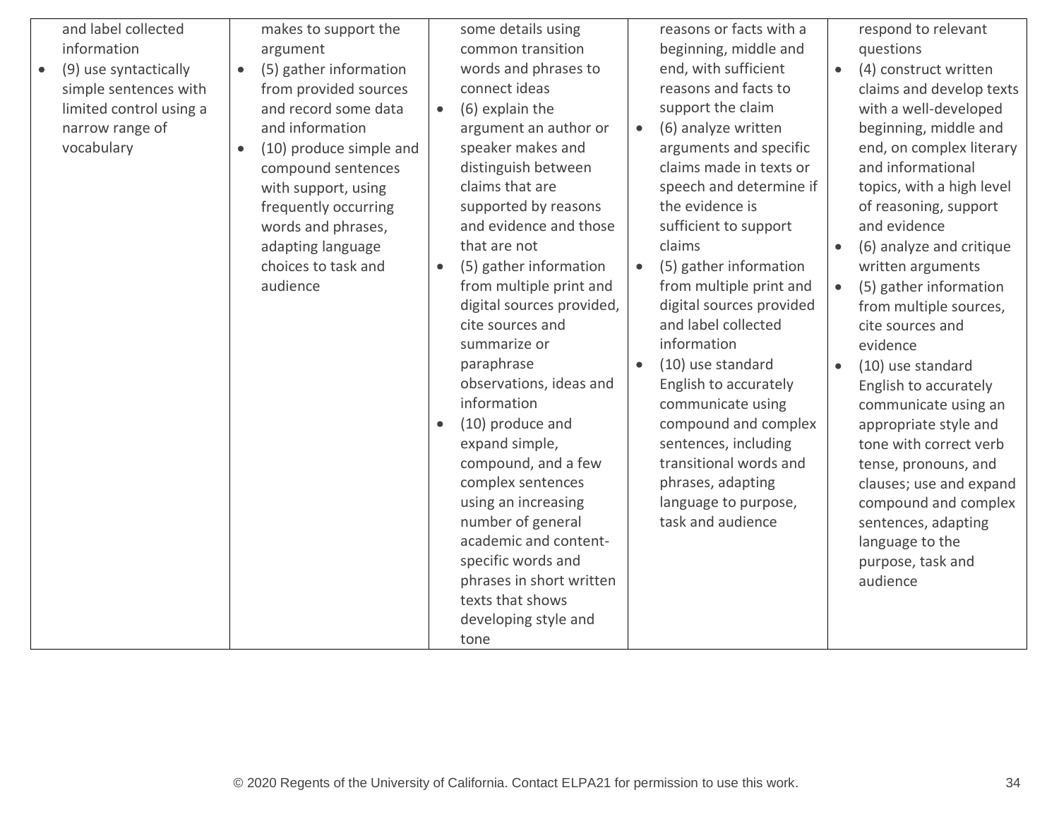| | | | | |
|---|---|---|---|---|
| and label collected information<br>• (9) use syntactically simple sentences with limited control using a narrow range of vocabulary | makes to support the argument<br>• (5) gather information from provided sources and record some data and information<br>• (10) produce simple and compound sentences with support, using frequently occurring words and phrases, adapting language choices to task and audience | some details using common transition words and phrases to connect ideas<br>• (6) explain the argument an author or speaker makes and distinguish between claims that are supported by reasons and evidence and those that are not<br>• (5) gather information from multiple print and digital sources provided, cite sources and summarize or paraphrase observations, ideas and information<br>• (10) produce and expand simple, compound, and a few complex sentences using an increasing number of general academic and content-specific words and phrases in short written texts that shows developing style and tone | reasons or facts with a beginning, middle and end, with sufficient reasons and facts to support the claim<br>• (6) analyze written arguments and specific claims made in texts or speech and determine if the evidence is sufficient to support claims<br>• (5) gather information from multiple print and digital sources provided and label collected information<br>• (10) use standard English to accurately communicate using compound and complex sentences, including transitional words and phrases, adapting language to purpose, task and audience | respond to relevant questions<br>• (4) construct written claims and develop texts with a well-developed beginning, middle and end, on complex literary and informational topics, with a high level of reasoning, support and evidence<br>• (6) analyze and critique written arguments<br>• (5) gather information from multiple sources, cite sources and evidence<br>• (10) use standard English to accurately communicate using an appropriate style and tone with correct verb tense, pronouns, and clauses; use and expand compound and complex sentences, adapting language to the purpose, task and audience |

© 2020 Regents of the University of California. Contact ELPA21 for permission to use this work.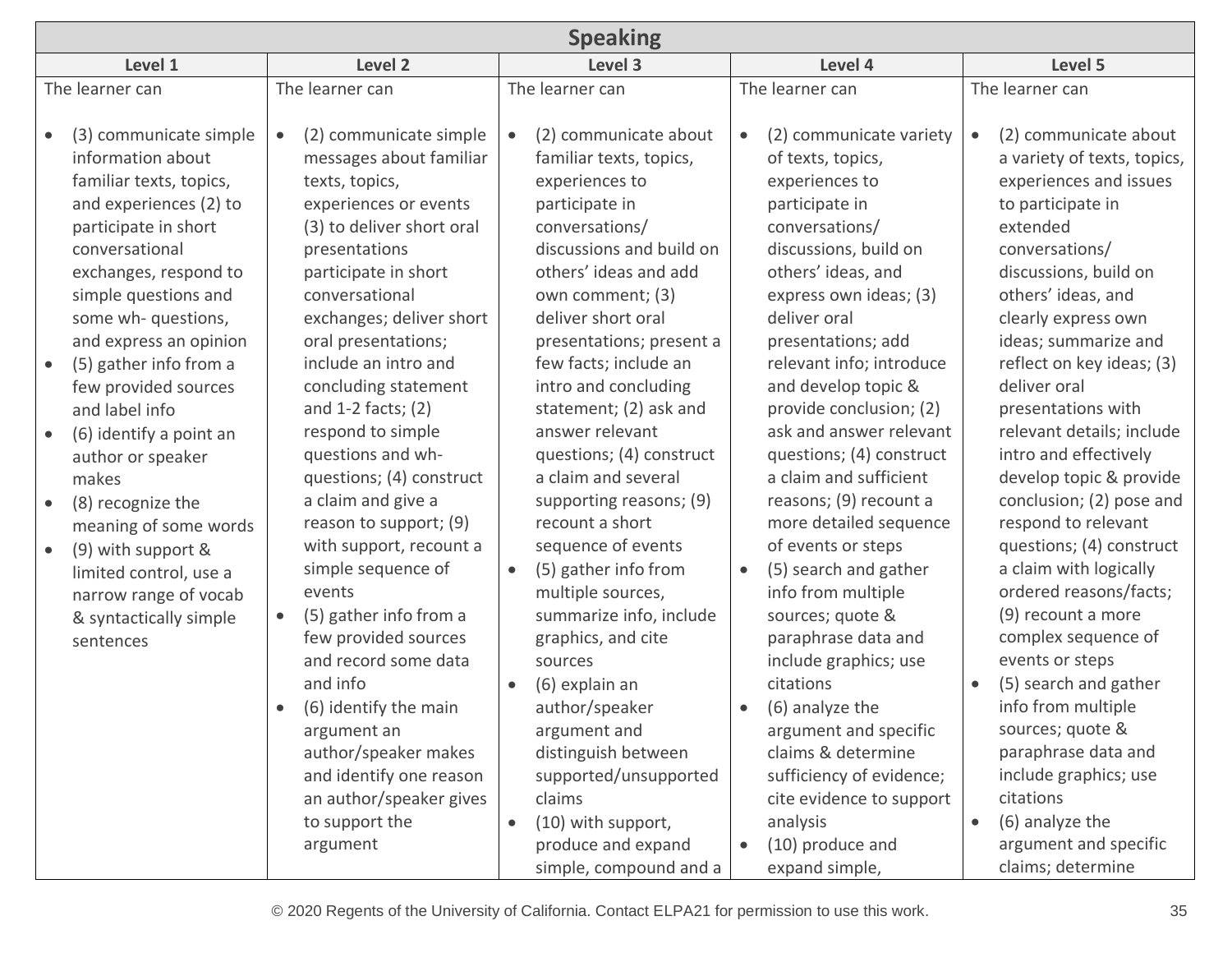| Speaking | | | | |
|---|---|---|---|---|
| **Level 1** | **Level 2** | **Level 3** | **Level 4** | **Level 5** |
| The learner can<br><br>• (3) communicate simple information about familiar texts, topics, and experiences (2) to participate in short conversational exchanges, respond to simple questions and some wh- questions, and express an opinion<br>• (5) gather info from a few provided sources and label info<br>• (6) identify a point an author or speaker makes<br>• (8) recognize the meaning of some words<br>• (9) with support & limited control, use a narrow range of vocab & syntactically simple sentences | The learner can<br><br>• (2) communicate simple messages about familiar texts, topics, experiences or events (3) to deliver short oral presentations participate in short conversational exchanges; deliver short oral presentations; include an intro and concluding statement and 1-2 facts; (2) respond to simple questions and wh-questions; (4) construct a claim and give a reason to support; (9) with support, recount a simple sequence of events<br>• (5) gather info from a few provided sources and record some data and info<br>• (6) identify the main argument an author/speaker makes and identify one reason an author/speaker gives to support the argument | The learner can<br><br>• (2) communicate about familiar texts, topics, experiences to participate in conversations/ discussions and build on others' ideas and add own comment; (3) deliver short oral presentations; present a few facts; include an intro and concluding statement; (2) ask and answer relevant questions; (4) construct a claim and several supporting reasons; (9) recount a short sequence of events<br>• (5) gather info from multiple sources, summarize info, include graphics, and cite sources<br>• (6) explain an author/speaker argument and distinguish between supported/unsupported claims<br>• (10) with support, produce and expand simple, compound and a | The learner can<br><br>• (2) communicate variety of texts, topics, experiences to participate in conversations/ discussions, build on others' ideas, and express own ideas; (3) deliver oral presentations; add relevant info; introduce and develop topic & provide conclusion; (2) ask and answer relevant questions; (4) construct a claim and sufficient reasons; (9) recount a more detailed sequence of events or steps<br>• (5) search and gather info from multiple sources; quote & paraphrase data and include graphics; use citations<br>• (6) analyze the argument and specific claims & determine sufficiency of evidence; cite evidence to support analysis<br>• (10) produce and expand simple, | The learner can<br><br>• (2) communicate about a variety of texts, topics, experiences and issues to participate in extended conversations/ discussions, build on others' ideas, and clearly express own ideas; summarize and reflect on key ideas; (3) deliver oral presentations with relevant details; include intro and effectively develop topic & provide conclusion; (2) pose and respond to relevant questions; (4) construct a claim with logically ordered reasons/facts; (9) recount a more complex sequence of events or steps<br>• (5) search and gather info from multiple sources; quote & paraphrase data and include graphics; use citations<br>• (6) analyze the argument and specific claims; determine |

© 2020 Regents of the University of California. Contact ELPA21 for permission to use this work.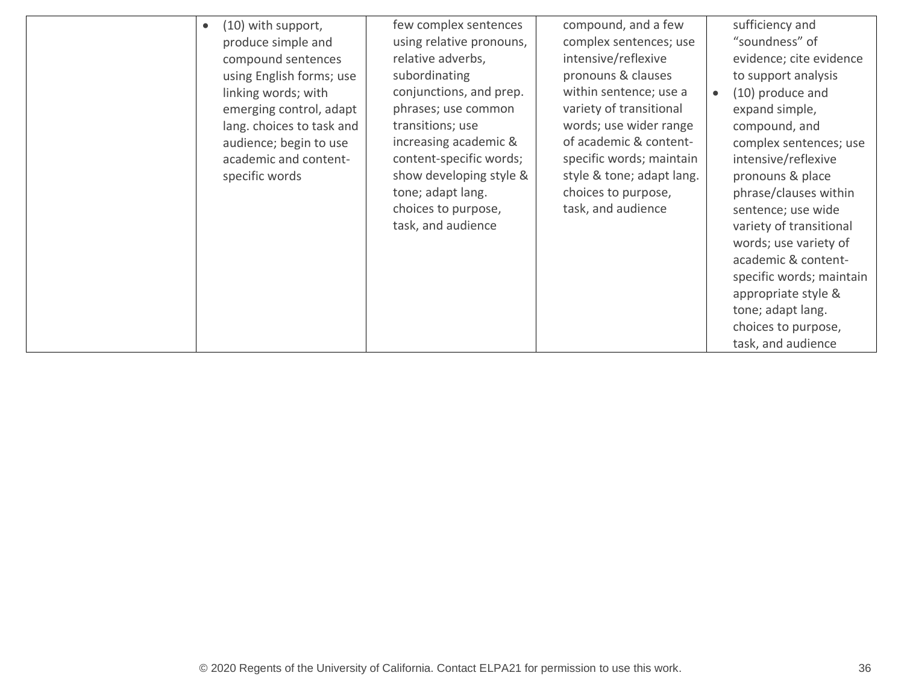| | | | | |
|---|---|---|---|---|
| | • (10) with support, produce simple and compound sentences using English forms; use linking words; with emerging control, adapt lang. choices to task and audience; begin to use academic and content-specific words | few complex sentences using relative pronouns, relative adverbs, subordinating conjunctions, and prep. phrases; use common transitions; use increasing academic & content-specific words; show developing style & tone; adapt lang. choices to purpose, task, and audience | compound, and a few complex sentences; use intensive/reflexive pronouns & clauses within sentence; use a variety of transitional words; use wider range of academic & content-specific words; maintain style & tone; adapt lang. choices to purpose, task, and audience | sufficiency and "soundness" of evidence; cite evidence to support analysis<br>• (10) produce and expand simple, compound, and complex sentences; use intensive/reflexive pronouns & place phrase/clauses within sentence; use wide variety of transitional words; use variety of academic & content-specific words; maintain appropriate style & tone; adapt lang. choices to purpose, task, and audience |

© 2020 Regents of the University of California. Contact ELPA21 for permission to use this work.